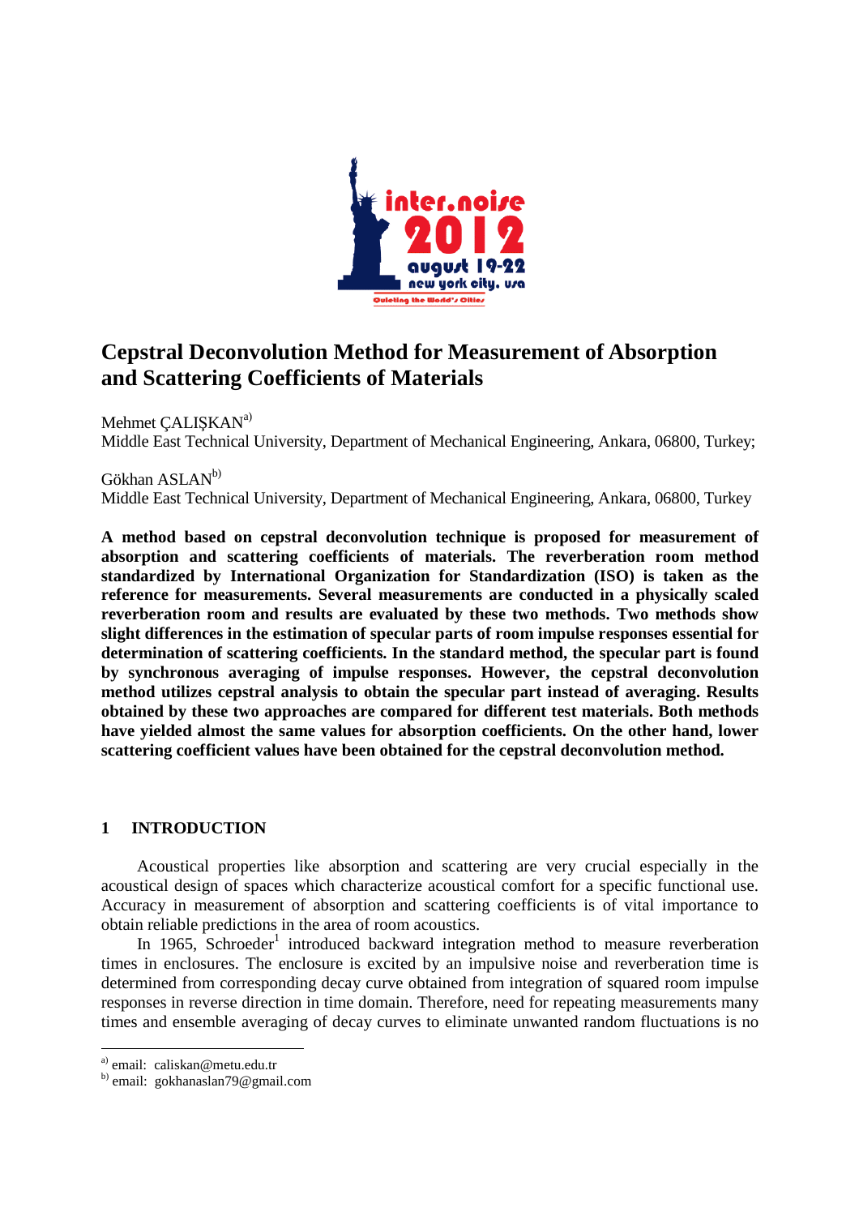# Cepstral Deconvolution Method for Measurement of Absorption and Scattering Coefficients of Materials

Mehmet ÇALIŞKAN[a]
Middle East Technical University, Department of Mechanical Engineering, Ankara, 06800, Turkey;

Gökhan ASLAN[b]
Middle East Technical University, Department of Mechanical Engineering, Ankara, 06800, Turkey

**A method based on cepstral deconvolution technique is proposed for measurement of absorption and scattering coefficients of materials. The reverberation room method standardized by International Organization for Standardization (ISO) is taken as the reference for measurements. Several measurements are conducted in a physically scaled reverberation room and results are evaluated by these two methods. Two methods show slight differences in the estimation of specular parts of room impulse responses essential for determination of scattering coefficients. In the standard method, the specular part is found by synchronous averaging of impulse responses. However, the cepstral deconvolution method utilizes cepstral analysis to obtain the specular part instead of averaging. Results obtained by these two approaches are compared for different test materials. Both methods have yielded almost the same values for absorption coefficients. On the other hand, lower scattering coefficient values have been obtained for the cepstral deconvolution method.**

## 1 INTRODUCTION

Acoustical properties like absorption and scattering are very crucial especially in the acoustical design of spaces which characterize acoustical comfort for a specific functional use. Accuracy in measurement of absorption and scattering coefficients is of vital importance to obtain reliable predictions in the area of room acoustics.

In 1965, Schroeder[1] introduced backward integration method to measure reverberation times in enclosures. The enclosure is excited by an impulsive noise and reverberation time is determined from corresponding decay curve obtained from integration of squared room impulse responses in reverse direction in time domain. Therefore, need for repeating measurements many times and ensemble averaging of decay curves to eliminate unwanted random fluctuations is no

[a] email: caliskan@metu.edu.tr
[b] email: gokhanaslan79@gmail.com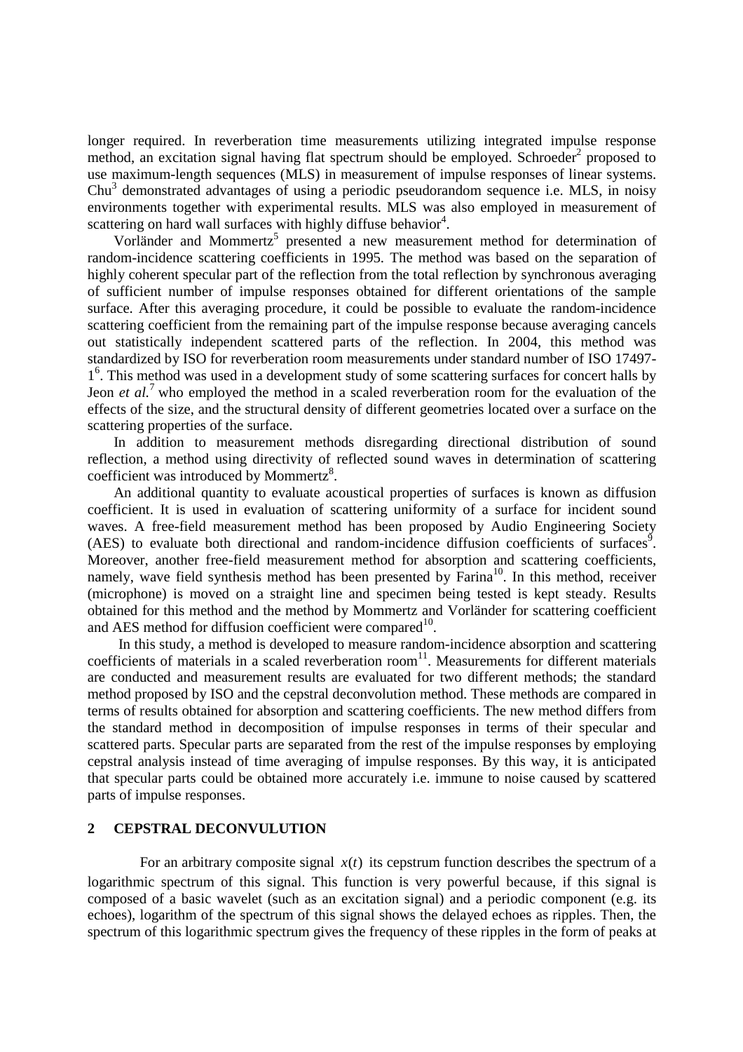longer required. In reverberation time measurements utilizing integrated impulse response method, an excitation signal having flat spectrum should be employed. Schroeder[2] proposed to use maximum-length sequences (MLS) in measurement of impulse responses of linear systems. Chu[3] demonstrated advantages of using a periodic pseudorandom sequence i.e. MLS, in noisy environments together with experimental results. MLS was also employed in measurement of scattering on hard wall surfaces with highly diffuse behavior[4].

Vorländer and Mommertz[5] presented a new measurement method for determination of random-incidence scattering coefficients in 1995. The method was based on the separation of highly coherent specular part of the reflection from the total reflection by synchronous averaging of sufficient number of impulse responses obtained for different orientations of the sample surface. After this averaging procedure, it could be possible to evaluate the random-incidence scattering coefficient from the remaining part of the impulse response because averaging cancels out statistically independent scattered parts of the reflection. In 2004, this method was standardized by ISO for reverberation room measurements under standard number of ISO 17497-1[6]. This method was used in a development study of some scattering surfaces for concert halls by Jeon *et al.*[7] who employed the method in a scaled reverberation room for the evaluation of the effects of the size, and the structural density of different geometries located over a surface on the scattering properties of the surface.

In addition to measurement methods disregarding directional distribution of sound reflection, a method using directivity of reflected sound waves in determination of scattering coefficient was introduced by Mommertz[8].

An additional quantity to evaluate acoustical properties of surfaces is known as diffusion coefficient. It is used in evaluation of scattering uniformity of a surface for incident sound waves. A free-field measurement method has been proposed by Audio Engineering Society (AES) to evaluate both directional and random-incidence diffusion coefficients of surfaces[9]. Moreover, another free-field measurement method for absorption and scattering coefficients, namely, wave field synthesis method has been presented by Farina[10]. In this method, receiver (microphone) is moved on a straight line and specimen being tested is kept steady. Results obtained for this method and the method by Mommertz and Vorländer for scattering coefficient and AES method for diffusion coefficient were compared[10].

In this study, a method is developed to measure random-incidence absorption and scattering coefficients of materials in a scaled reverberation room[11]. Measurements for different materials are conducted and measurement results are evaluated for two different methods; the standard method proposed by ISO and the cepstral deconvolution method. These methods are compared in terms of results obtained for absorption and scattering coefficients. The new method differs from the standard method in decomposition of impulse responses in terms of their specular and scattered parts. Specular parts are separated from the rest of the impulse responses by employing cepstral analysis instead of time averaging of impulse responses. By this way, it is anticipated that specular parts could be obtained more accurately i.e. immune to noise caused by scattered parts of impulse responses.

## 2 CEPSTRAL DECONVULUTION

For an arbitrary composite signal $x(t)$ its cepstrum function describes the spectrum of a logarithmic spectrum of this signal. This function is very powerful because, if this signal is composed of a basic wavelet (such as an excitation signal) and a periodic component (e.g. its echoes), logarithm of the spectrum of this signal shows the delayed echoes as ripples. Then, the spectrum of this logarithmic spectrum gives the frequency of these ripples in the form of peaks at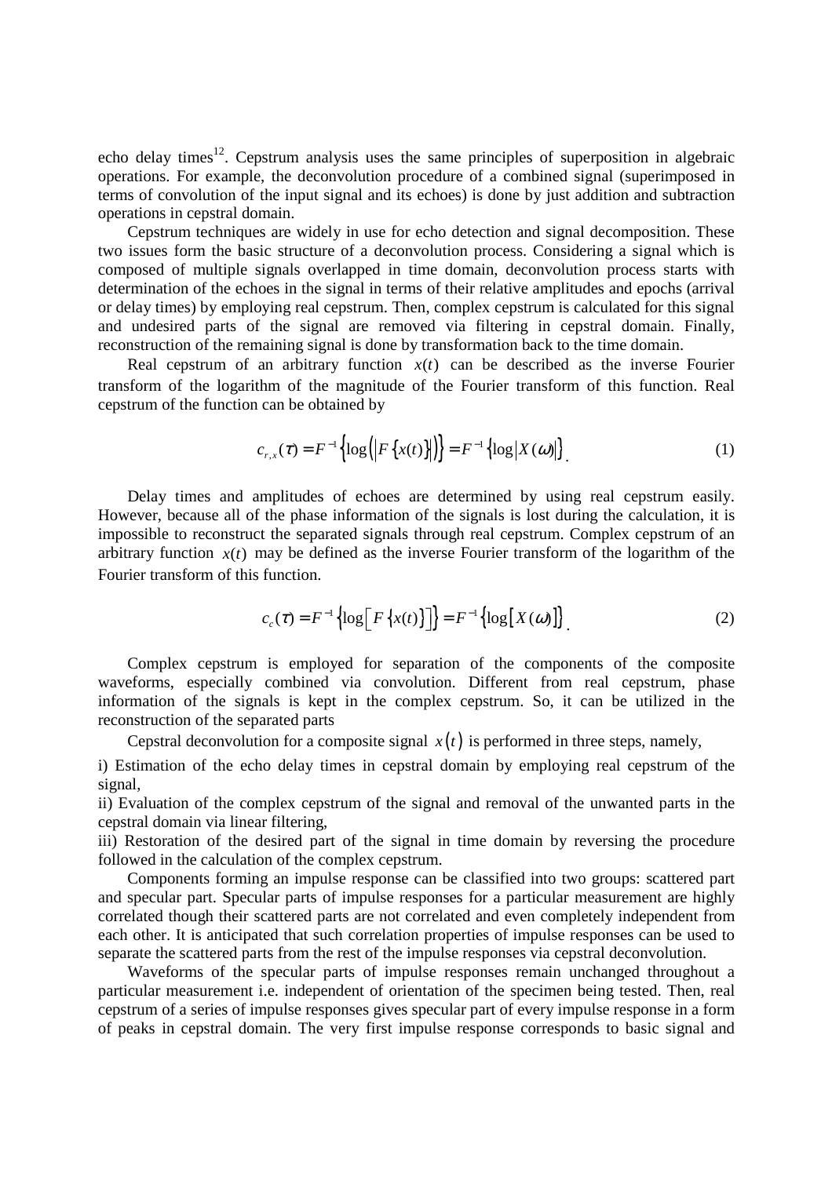echo delay times[12]. Cepstrum analysis uses the same principles of superposition in algebraic operations. For example, the deconvolution procedure of a combined signal (superimposed in terms of convolution of the input signal and its echoes) is done by just addition and subtraction operations in cepstral domain.

Cepstrum techniques are widely in use for echo detection and signal decomposition. These two issues form the basic structure of a deconvolution process. Considering a signal which is composed of multiple signals overlapped in time domain, deconvolution process starts with determination of the echoes in the signal in terms of their relative amplitudes and epochs (arrival or delay times) by employing real cepstrum. Then, complex cepstrum is calculated for this signal and undesired parts of the signal are removed via filtering in cepstral domain. Finally, reconstruction of the remaining signal is done by transformation back to the time domain.

Real cepstrum of an arbitrary function $x(t)$ can be described as the inverse Fourier transform of the logarithm of the magnitude of the Fourier transform of this function. Real cepstrum of the function can be obtained by

$$c_{r,x}(\tau) = F^{-1}\left\{\log\left(\left|F\left\{x(t)\right\}\right|\right)\right\} = F^{-1}\left\{\log\left|X(\omega)\right|\right\}. \tag{1}$$

Delay times and amplitudes of echoes are determined by using real cepstrum easily. However, because all of the phase information of the signals is lost during the calculation, it is impossible to reconstruct the separated signals through real cepstrum. Complex cepstrum of an arbitrary function $x(t)$ may be defined as the inverse Fourier transform of the logarithm of the Fourier transform of this function.

$$c_c(\tau) = F^{-1}\left\{\log\left[F\left\{x(t)\right\}\right]\right\} = F^{-1}\left\{\log\left[X(\omega)\right]\right\}. \tag{2}$$

Complex cepstrum is employed for separation of the components of the composite waveforms, especially combined via convolution. Different from real cepstrum, phase information of the signals is kept in the complex cepstrum. So, it can be utilized in the reconstruction of the separated parts

Cepstral deconvolution for a composite signal $x(t)$ is performed in three steps, namely,

i) Estimation of the echo delay times in cepstral domain by employing real cepstrum of the signal,

ii) Evaluation of the complex cepstrum of the signal and removal of the unwanted parts in the cepstral domain via linear filtering,

iii) Restoration of the desired part of the signal in time domain by reversing the procedure followed in the calculation of the complex cepstrum.

Components forming an impulse response can be classified into two groups: scattered part and specular part. Specular parts of impulse responses for a particular measurement are highly correlated though their scattered parts are not correlated and even completely independent from each other. It is anticipated that such correlation properties of impulse responses can be used to separate the scattered parts from the rest of the impulse responses via cepstral deconvolution.

Waveforms of the specular parts of impulse responses remain unchanged throughout a particular measurement i.e. independent of orientation of the specimen being tested. Then, real cepstrum of a series of impulse responses gives specular part of every impulse response in a form of peaks in cepstral domain. The very first impulse response corresponds to basic signal and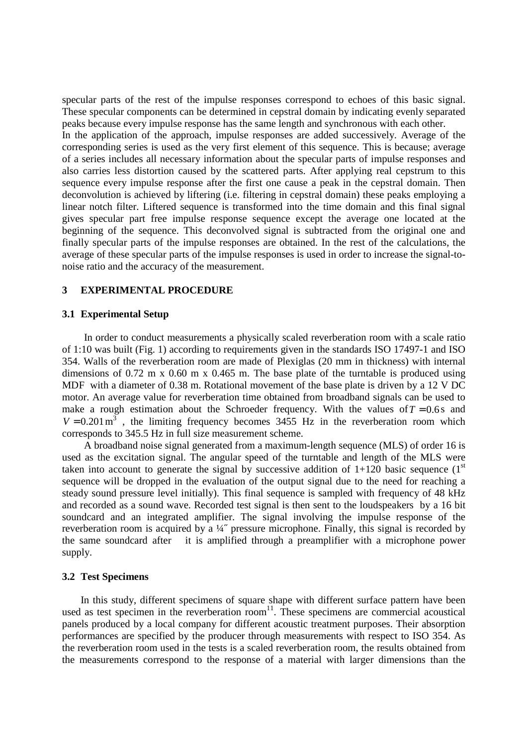specular parts of the rest of the impulse responses correspond to echoes of this basic signal. These specular components can be determined in cepstral domain by indicating evenly separated peaks because every impulse response has the same length and synchronous with each other.

In the application of the approach, impulse responses are added successively. Average of the corresponding series is used as the very first element of this sequence. This is because; average of a series includes all necessary information about the specular parts of impulse responses and also carries less distortion caused by the scattered parts. After applying real cepstrum to this sequence every impulse response after the first one cause a peak in the cepstral domain. Then deconvolution is achieved by liftering (i.e. filtering in cepstral domain) these peaks employing a linear notch filter. Liftered sequence is transformed into the time domain and this final signal gives specular part free impulse response sequence except the average one located at the beginning of the sequence. This deconvolved signal is subtracted from the original one and finally specular parts of the impulse responses are obtained. In the rest of the calculations, the average of these specular parts of the impulse responses is used in order to increase the signal-to-noise ratio and the accuracy of the measurement.

## 3 EXPERIMENTAL PROCEDURE

### 3.1 Experimental Setup

In order to conduct measurements a physically scaled reverberation room with a scale ratio of 1:10 was built (Fig. 1) according to requirements given in the standards ISO 17497-1 and ISO 354. Walls of the reverberation room are made of Plexiglas (20 mm in thickness) with internal dimensions of 0.72 m x 0.60 m x 0.465 m. The base plate of the turntable is produced using MDF with a diameter of 0.38 m. Rotational movement of the base plate is driven by a 12 V DC motor. An average value for reverberation time obtained from broadband signals can be used to make a rough estimation about the Schroeder frequency. With the values of $T = 0.6\,\text{s}$ and $V = 0.201\,\text{m}^3$, the limiting frequency becomes 3455 Hz in the reverberation room which corresponds to 345.5 Hz in full size measurement scheme.

A broadband noise signal generated from a maximum-length sequence (MLS) of order 16 is used as the excitation signal. The angular speed of the turntable and length of the MLS were taken into account to generate the signal by successive addition of 1+120 basic sequence (1st sequence will be dropped in the evaluation of the output signal due to the need for reaching a steady sound pressure level initially). This final sequence is sampled with frequency of 48 kHz and recorded as a sound wave. Recorded test signal is then sent to the loudspeakers by a 16 bit soundcard and an integrated amplifier. The signal involving the impulse response of the reverberation room is acquired by a ¼″ pressure microphone. Finally, this signal is recorded by the same soundcard after it is amplified through a preamplifier with a microphone power supply.

### 3.2 Test Specimens

In this study, different specimens of square shape with different surface pattern have been used as test specimen in the reverberation room[11]. These specimens are commercial acoustical panels produced by a local company for different acoustic treatment purposes. Their absorption performances are specified by the producer through measurements with respect to ISO 354. As the reverberation room used in the tests is a scaled reverberation room, the results obtained from the measurements correspond to the response of a material with larger dimensions than the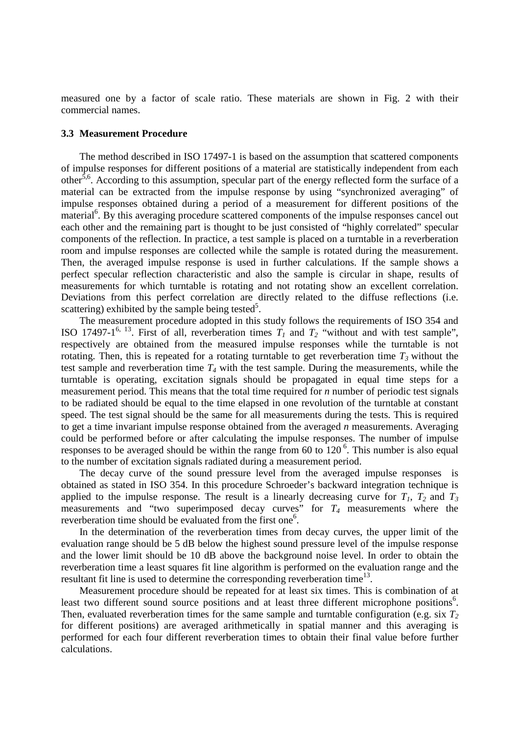measured one by a factor of scale ratio. These materials are shown in Fig. 2 with their commercial names.

### 3.3 Measurement Procedure

The method described in ISO 17497-1 is based on the assumption that scattered components of impulse responses for different positions of a material are statistically independent from each other[5,6]. According to this assumption, specular part of the energy reflected form the surface of a material can be extracted from the impulse response by using "synchronized averaging" of impulse responses obtained during a period of a measurement for different positions of the material[6]. By this averaging procedure scattered components of the impulse responses cancel out each other and the remaining part is thought to be just consisted of "highly correlated" specular components of the reflection. In practice, a test sample is placed on a turntable in a reverberation room and impulse responses are collected while the sample is rotated during the measurement. Then, the averaged impulse response is used in further calculations. If the sample shows a perfect specular reflection characteristic and also the sample is circular in shape, results of measurements for which turntable is rotating and not rotating show an excellent correlation. Deviations from this perfect correlation are directly related to the diffuse reflections (i.e. scattering) exhibited by the sample being tested[5].

The measurement procedure adopted in this study follows the requirements of ISO 354 and ISO 17497-1[6, 13]. First of all, reverberation times $T_1$ and $T_2$ "without and with test sample", respectively are obtained from the measured impulse responses while the turntable is not rotating. Then, this is repeated for a rotating turntable to get reverberation time $T_3$ without the test sample and reverberation time $T_4$ with the test sample. During the measurements, while the turntable is operating, excitation signals should be propagated in equal time steps for a measurement period. This means that the total time required for $n$ number of periodic test signals to be radiated should be equal to the time elapsed in one revolution of the turntable at constant speed. The test signal should be the same for all measurements during the tests. This is required to get a time invariant impulse response obtained from the averaged $n$ measurements. Averaging could be performed before or after calculating the impulse responses. The number of impulse responses to be averaged should be within the range from 60 to 120 [6]. This number is also equal to the number of excitation signals radiated during a measurement period.

The decay curve of the sound pressure level from the averaged impulse responses is obtained as stated in ISO 354. In this procedure Schroeder's backward integration technique is applied to the impulse response. The result is a linearly decreasing curve for $T_1$, $T_2$ and $T_3$ measurements and "two superimposed decay curves" for $T_4$ measurements where the reverberation time should be evaluated from the first one[6].

In the determination of the reverberation times from decay curves, the upper limit of the evaluation range should be 5 dB below the highest sound pressure level of the impulse response and the lower limit should be 10 dB above the background noise level. In order to obtain the reverberation time a least squares fit line algorithm is performed on the evaluation range and the resultant fit line is used to determine the corresponding reverberation time[13].

Measurement procedure should be repeated for at least six times. This is combination of at least two different sound source positions and at least three different microphone positions[6]. Then, evaluated reverberation times for the same sample and turntable configuration (e.g. six $T_2$ for different positions) are averaged arithmetically in spatial manner and this averaging is performed for each four different reverberation times to obtain their final value before further calculations.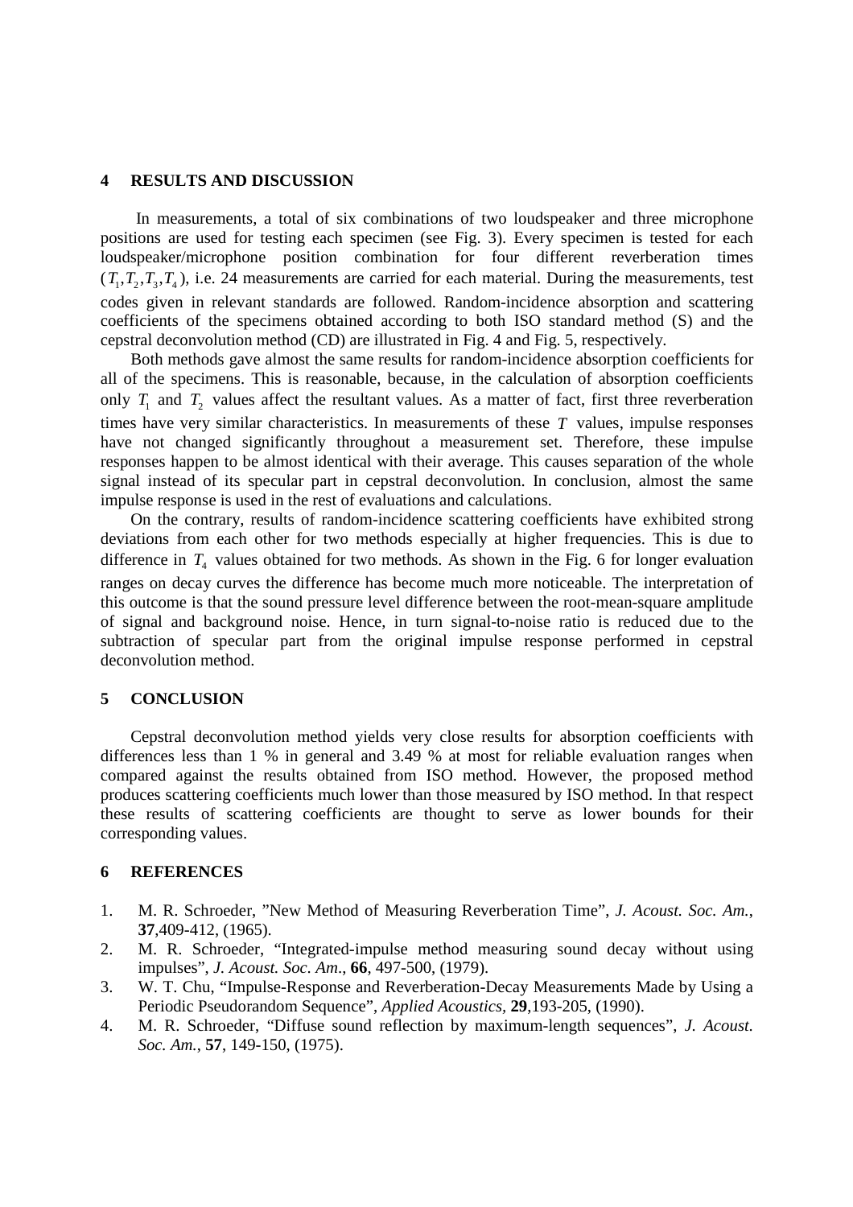## 4 RESULTS AND DISCUSSION

In measurements, a total of six combinations of two loudspeaker and three microphone positions are used for testing each specimen (see Fig. 3). Every specimen is tested for each loudspeaker/microphone position combination for four different reverberation times ($T_1, T_2, T_3, T_4$), i.e. 24 measurements are carried for each material. During the measurements, test codes given in relevant standards are followed. Random-incidence absorption and scattering coefficients of the specimens obtained according to both ISO standard method (S) and the cepstral deconvolution method (CD) are illustrated in Fig. 4 and Fig. 5, respectively.

Both methods gave almost the same results for random-incidence absorption coefficients for all of the specimens. This is reasonable, because, in the calculation of absorption coefficients only $T_1$ and $T_2$ values affect the resultant values. As a matter of fact, first three reverberation times have very similar characteristics. In measurements of these $T$ values, impulse responses have not changed significantly throughout a measurement set. Therefore, these impulse responses happen to be almost identical with their average. This causes separation of the whole signal instead of its specular part in cepstral deconvolution. In conclusion, almost the same impulse response is used in the rest of evaluations and calculations.

On the contrary, results of random-incidence scattering coefficients have exhibited strong deviations from each other for two methods especially at higher frequencies. This is due to difference in $T_4$ values obtained for two methods. As shown in the Fig. 6 for longer evaluation ranges on decay curves the difference has become much more noticeable. The interpretation of this outcome is that the sound pressure level difference between the root-mean-square amplitude of signal and background noise. Hence, in turn signal-to-noise ratio is reduced due to the subtraction of specular part from the original impulse response performed in cepstral deconvolution method.

## 5 CONCLUSION

Cepstral deconvolution method yields very close results for absorption coefficients with differences less than 1 % in general and 3.49 % at most for reliable evaluation ranges when compared against the results obtained from ISO method. However, the proposed method produces scattering coefficients much lower than those measured by ISO method. In that respect these results of scattering coefficients are thought to serve as lower bounds for their corresponding values.

## 6 REFERENCES

1. M. R. Schroeder, "New Method of Measuring Reverberation Time", *J. Acoust. Soc. Am.*, **37**,409-412, (1965).
2. M. R. Schroeder, "Integrated-impulse method measuring sound decay without using impulses", *J. Acoust. Soc. Am*., **66**, 497-500, (1979).
3. W. T. Chu, "Impulse-Response and Reverberation-Decay Measurements Made by Using a Periodic Pseudorandom Sequence", *Applied Acoustics,* **29**,193-205, (1990).
4. M. R. Schroeder, "Diffuse sound reflection by maximum-length sequences", *J. Acoust. Soc. Am.*, **57**, 149-150, (1975).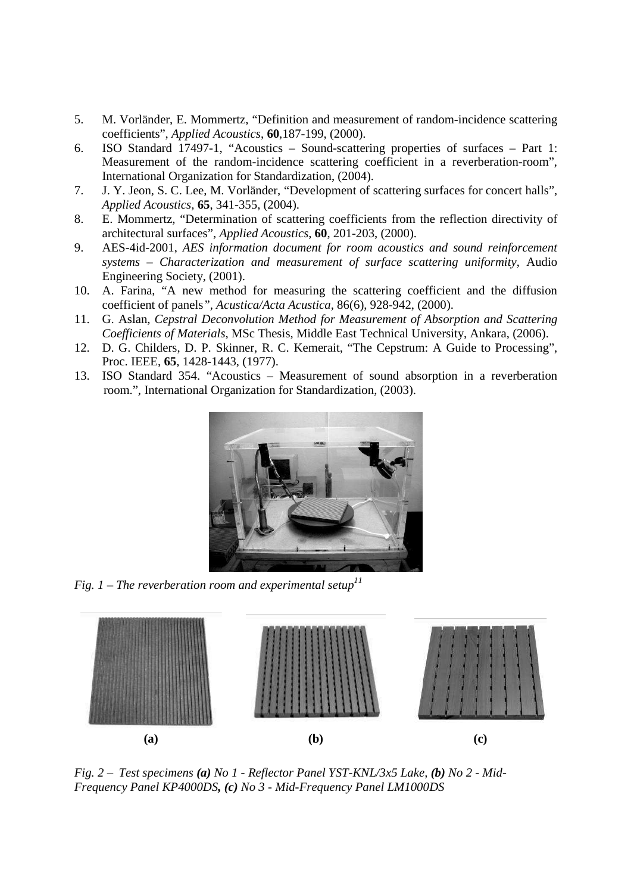5. M. Vorländer, E. Mommertz, "Definition and measurement of random-incidence scattering coefficients", *Applied Acoustics*, **60**,187-199, (2000).
6. ISO Standard 17497-1, "Acoustics – Sound-scattering properties of surfaces – Part 1: Measurement of the random-incidence scattering coefficient in a reverberation-room", International Organization for Standardization, (2004).
7. J. Y. Jeon, S. C. Lee, M. Vorländer, "Development of scattering surfaces for concert halls", *Applied Acoustics*, **65**, 341-355, (2004).
8. E. Mommertz, "Determination of scattering coefficients from the reflection directivity of architectural surfaces", *Applied Acoustics*, **60**, 201-203, (2000).
9. AES-4id-2001, *AES information document for room acoustics and sound reinforcement systems – Characterization and measurement of surface scattering uniformity*, Audio Engineering Society, (2001).
10. A. Farina, "A new method for measuring the scattering coefficient and the diffusion coefficient of panels*", Acustica/Acta Acustica*, 86(6), 928-942, (2000).
11. G. Aslan, *Cepstral Deconvolution Method for Measurement of Absorption and Scattering Coefficients of Materials*, MSc Thesis, Middle East Technical University, Ankara, (2006).
12. D. G. Childers, D. P. Skinner, R. C. Kemerait, "The Cepstrum: A Guide to Processing", Proc. IEEE, **65**, 1428-1443, (1977).
13. ISO Standard 354. "Acoustics – Measurement of sound absorption in a reverberation room.", International Organization for Standardization, (2003).

*Fig. 1 – The reverberation room and experimental setup*[11]

**(a)** **(b)** **(c)**

*Fig. 2 – Test specimens **(a)** No 1 - Reflector Panel YST-KNL/3x5 Lake, **(b)** No 2 - Mid-Frequency Panel KP4000DS**,** **(c)** No 3 - Mid-Frequency Panel LM1000DS*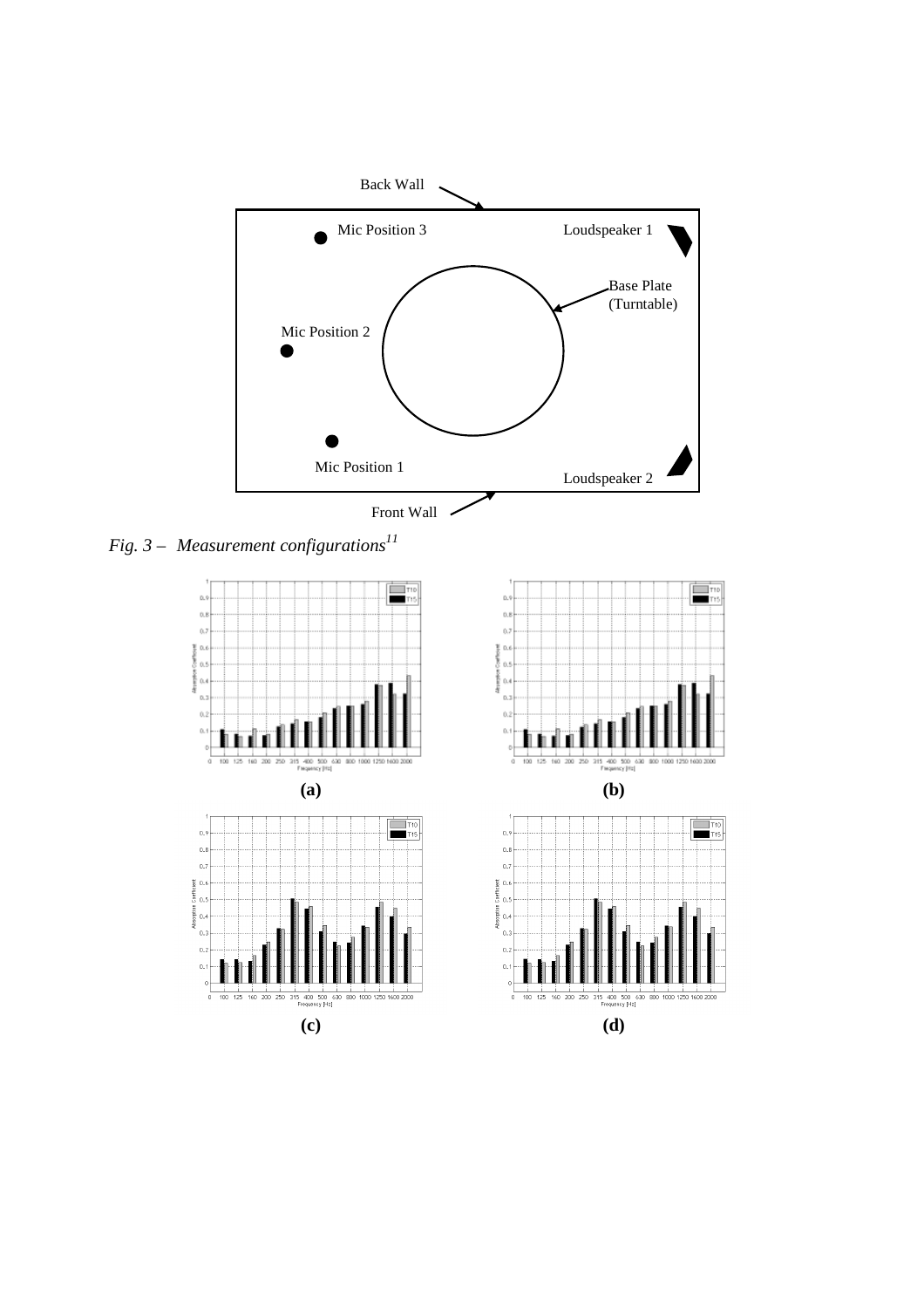Back Wall

Mic Position 3

Loudspeaker 1

Base Plate (Turntable)

Mic Position 2

Mic Position 1

Loudspeaker 2

Front Wall

*Fig. 3 – Measurement configurations*[11]

**(a)**

**(b)**

**(c)**

**(d)**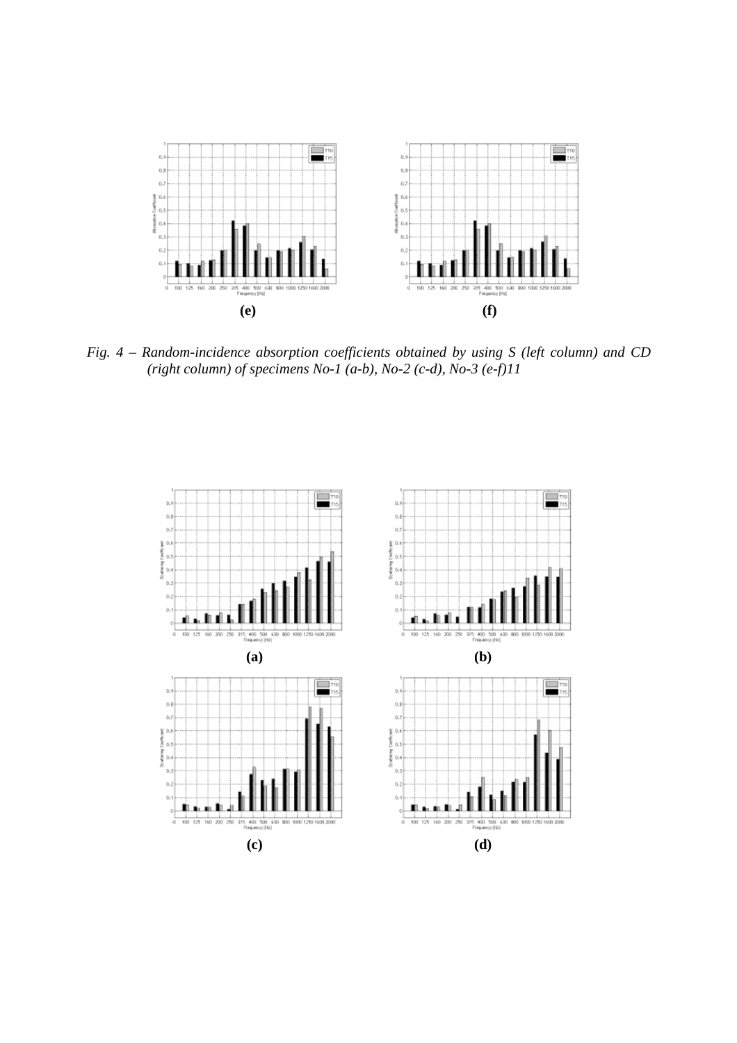**(e)** **(f)**

*Fig. 4 – Random-incidence absorption coefficients obtained by using S (left column) and CD (right column) of specimens No-1 (a-b), No-2 (c-d), No-3 (e-f)11*

**(a)** **(b)**

**(c)** **(d)**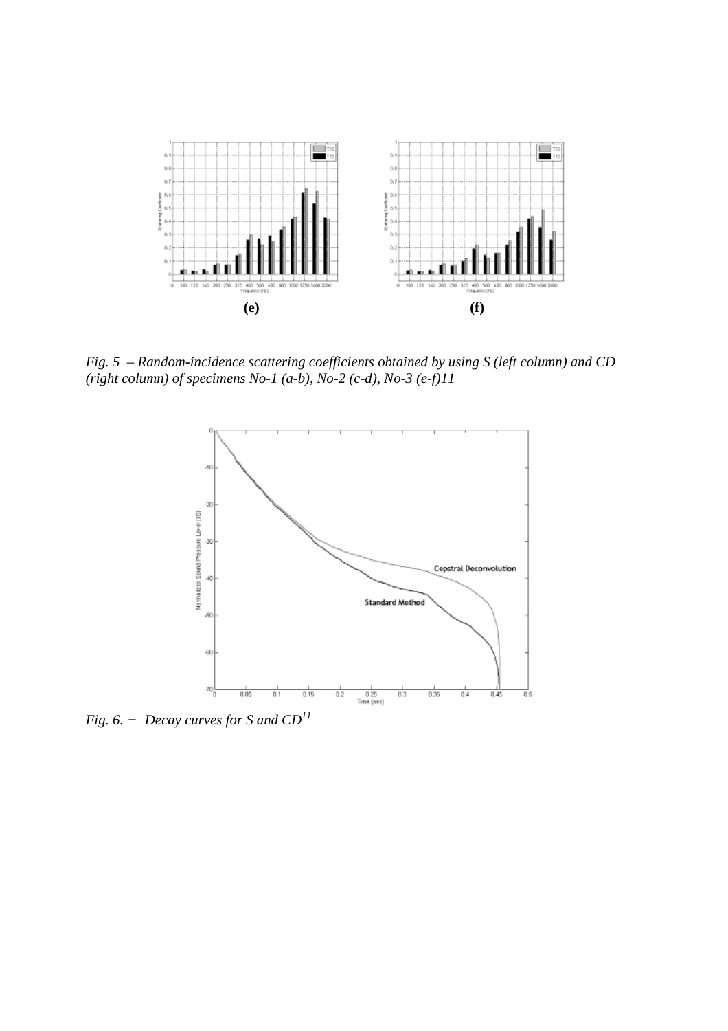T10
T15
Scattering Coefficient
0
0.1
0.2
0.3
0.4
0.5
0.6
0.7
0.8
0.9
1
0 100 125 160 200 250 315 400 500 630 800 1000 1250 1600 2000
Frequency [Hz]

**(e)**

T10
T15
Scattering Coefficient
0
0.1
0.2
0.3
0.4
0.5
0.6
0.7
0.8
0.9
1
0 100 125 160 200 250 315 400 500 630 800 1000 1250 1600 2000
Frequency [Hz]

**(f)**

*Fig. 5 – Random-incidence scattering coefficients obtained by using S (left column) and CD (right column) of specimens No-1 (a-b), No-2 (c-d), No-3 (e-f)11*

Normalized Sound Pressure Level [dB]
0
-10
-20
-30
-40
-50
-60
-70
0 0.05 0.1 0.15 0.2 0.25 0.3 0.35 0.4 0.45 0.5
Time (sec)
Cepstral Deconvolution
Standard Method

*Fig. 6. – Decay curves for S and CD[11]*